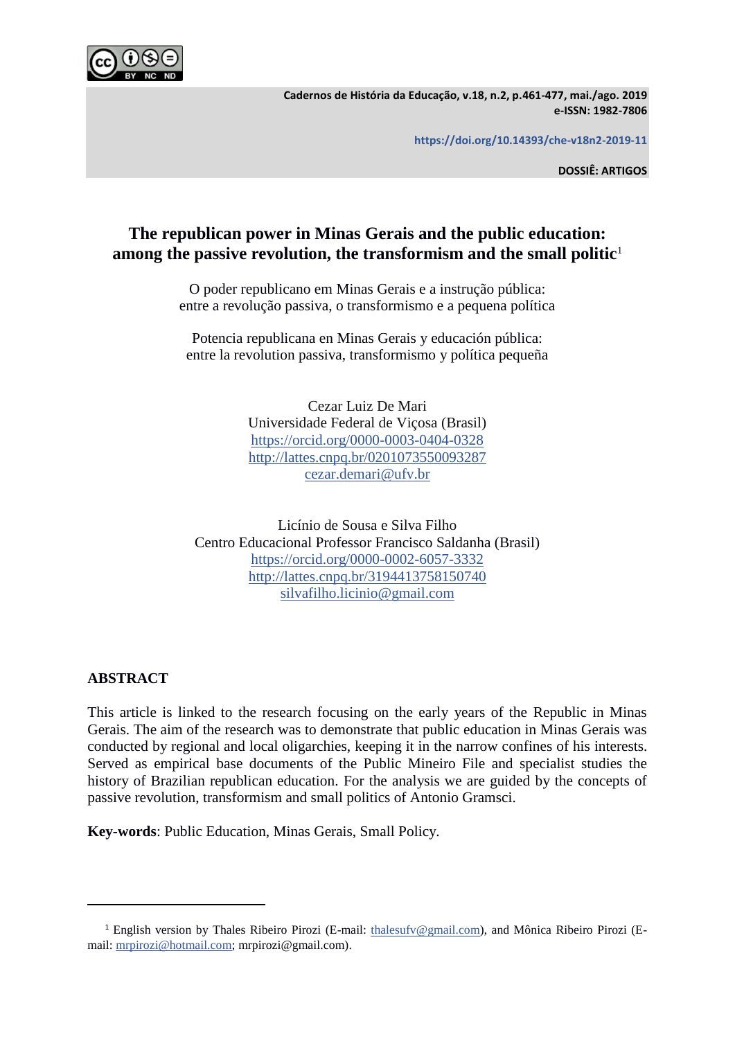# The republican power in Minas Gerais and the public education: among the passive revolution, the transformism and the small politic[1]

O poder republicano em Minas Gerais e a instrução pública: entre a revolução passiva, o transformismo e a pequena política

Potencia republicana en Minas Gerais y educación pública: entre la revolution passiva, transformismo y política pequeña

Cezar Luiz De Mari
Universidade Federal de Viçosa (Brasil)
https://orcid.org/0000-0003-0404-0328
http://lattes.cnpq.br/0201073550093287
cezar.demari@ufv.br

Licínio de Sousa e Silva Filho
Centro Educacional Professor Francisco Saldanha (Brasil)
https://orcid.org/0000-0002-6057-3332
http://lattes.cnpq.br/3194413758150740
silvafilho.licinio@gmail.com

## ABSTRACT

This article is linked to the research focusing on the early years of the Republic in Minas Gerais. The aim of the research was to demonstrate that public education in Minas Gerais was conducted by regional and local oligarchies, keeping it in the narrow confines of his interests. Served as empirical base documents of the Public Mineiro File and specialist studies the history of Brazilian republican education. For the analysis we are guided by the concepts of passive revolution, transformism and small politics of Antonio Gramsci.

**Key-words**: Public Education, Minas Gerais, Small Policy.

---

[1] English version by Thales Ribeiro Pirozi (E-mail: thalesufv@gmail.com), and Mônica Ribeiro Pirozi (E-mail: mrpirozi@hotmail.com; mrpirozi@gmail.com).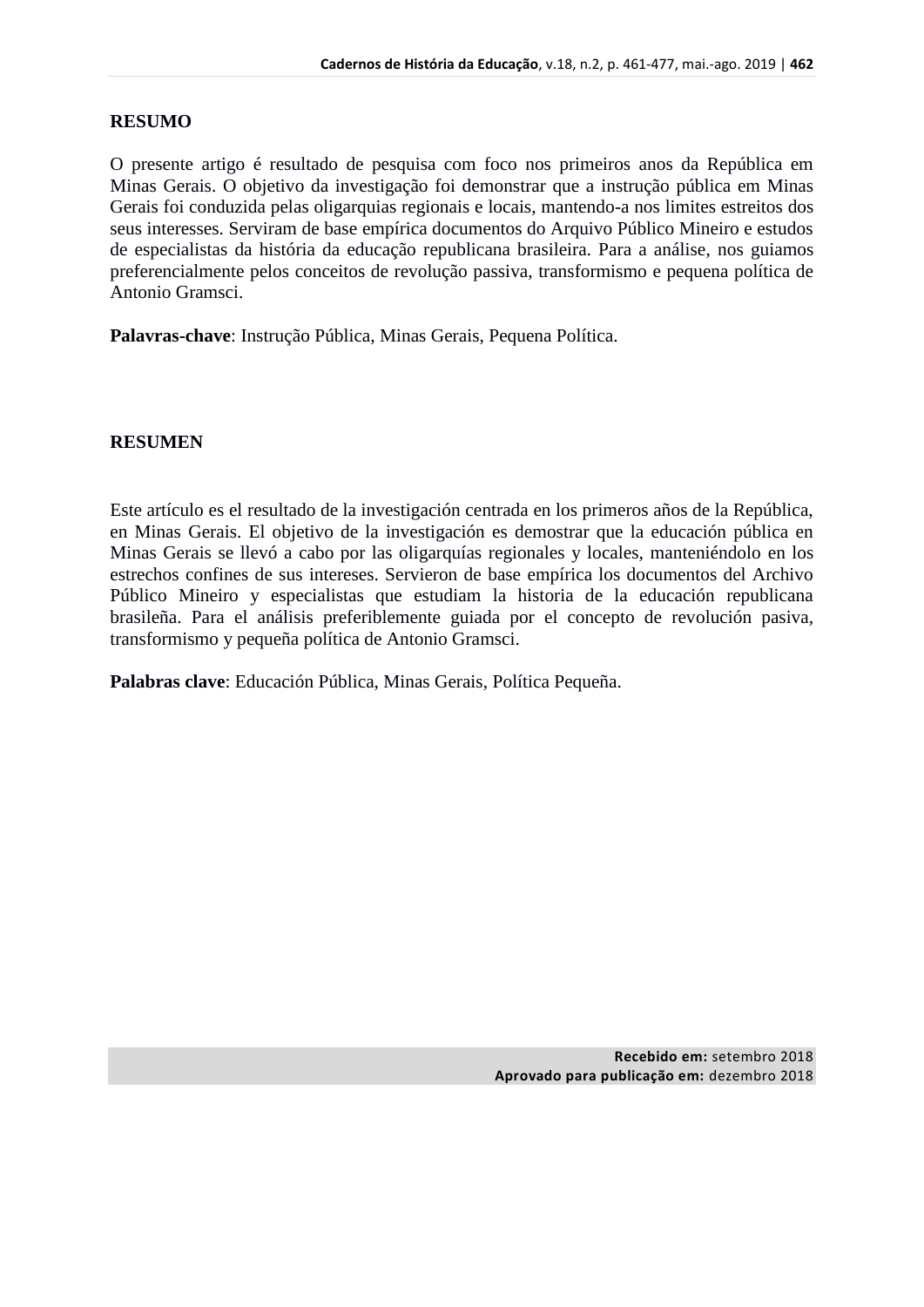## RESUMO

O presente artigo é resultado de pesquisa com foco nos primeiros anos da República em Minas Gerais. O objetivo da investigação foi demonstrar que a instrução pública em Minas Gerais foi conduzida pelas oligarquias regionais e locais, mantendo-a nos limites estreitos dos seus interesses. Serviram de base empírica documentos do Arquivo Público Mineiro e estudos de especialistas da história da educação republicana brasileira. Para a análise, nos guiamos preferencialmente pelos conceitos de revolução passiva, transformismo e pequena política de Antonio Gramsci.

**Palavras-chave**: Instrução Pública, Minas Gerais, Pequena Política.

## RESUMEN

Este artículo es el resultado de la investigación centrada en los primeros años de la República, en Minas Gerais. El objetivo de la investigación es demostrar que la educación pública en Minas Gerais se llevó a cabo por las oligarquías regionales y locales, manteniéndolo en los estrechos confines de sus intereses. Servieron de base empírica los documentos del Archivo Público Mineiro y especialistas que estudiam la historia de la educación republicana brasileña. Para el análisis preferiblemente guiada por el concepto de revolución pasiva, transformismo y pequeña política de Antonio Gramsci.

**Palabras clave**: Educación Pública, Minas Gerais, Política Pequeña.

**Recebido em:** setembro 2018
**Aprovado para publicação em:** dezembro 2018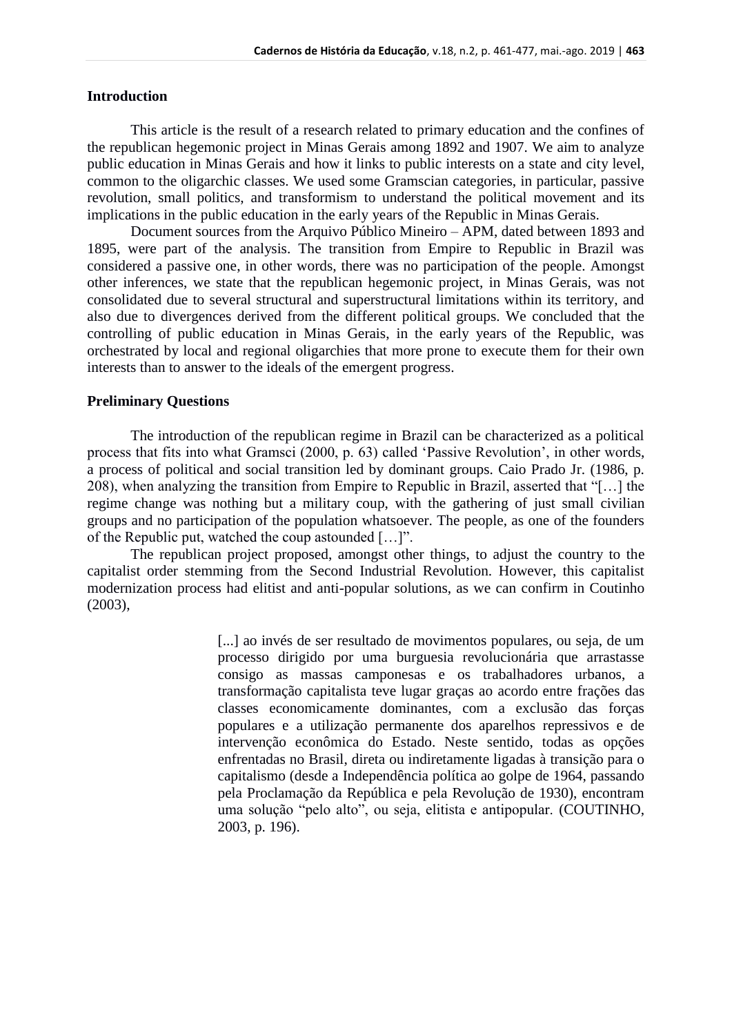## Introduction

This article is the result of a research related to primary education and the confines of the republican hegemonic project in Minas Gerais among 1892 and 1907. We aim to analyze public education in Minas Gerais and how it links to public interests on a state and city level, common to the oligarchic classes. We used some Gramscian categories, in particular, passive revolution, small politics, and transformism to understand the political movement and its implications in the public education in the early years of the Republic in Minas Gerais.

Document sources from the Arquivo Público Mineiro – APM, dated between 1893 and 1895, were part of the analysis. The transition from Empire to Republic in Brazil was considered a passive one, in other words, there was no participation of the people. Amongst other inferences, we state that the republican hegemonic project, in Minas Gerais, was not consolidated due to several structural and superstructural limitations within its territory, and also due to divergences derived from the different political groups. We concluded that the controlling of public education in Minas Gerais, in the early years of the Republic, was orchestrated by local and regional oligarchies that more prone to execute them for their own interests than to answer to the ideals of the emergent progress.

## Preliminary Questions

The introduction of the republican regime in Brazil can be characterized as a political process that fits into what Gramsci (2000, p. 63) called 'Passive Revolution', in other words, a process of political and social transition led by dominant groups. Caio Prado Jr. (1986, p. 208), when analyzing the transition from Empire to Republic in Brazil, asserted that "[…] the regime change was nothing but a military coup, with the gathering of just small civilian groups and no participation of the population whatsoever. The people, as one of the founders of the Republic put, watched the coup astounded […]".

The republican project proposed, amongst other things, to adjust the country to the capitalist order stemming from the Second Industrial Revolution. However, this capitalist modernization process had elitist and anti-popular solutions, as we can confirm in Coutinho (2003),

> [...] ao invés de ser resultado de movimentos populares, ou seja, de um processo dirigido por uma burguesia revolucionária que arrastasse consigo as massas camponesas e os trabalhadores urbanos, a transformação capitalista teve lugar graças ao acordo entre frações das classes economicamente dominantes, com a exclusão das forças populares e a utilização permanente dos aparelhos repressivos e de intervenção econômica do Estado. Neste sentido, todas as opções enfrentadas no Brasil, direta ou indiretamente ligadas à transição para o capitalismo (desde a Independência política ao golpe de 1964, passando pela Proclamação da República e pela Revolução de 1930), encontram uma solução "pelo alto", ou seja, elitista e antipopular. (COUTINHO, 2003, p. 196).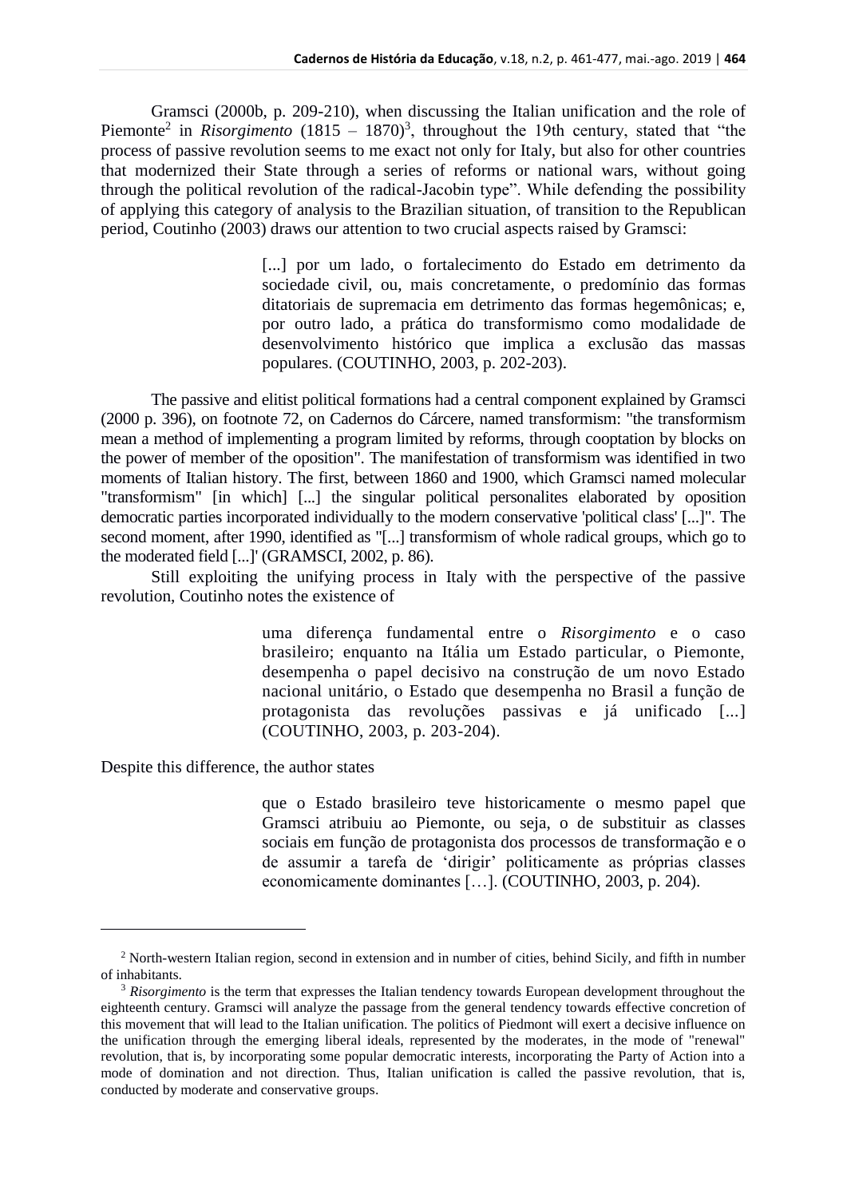Gramsci (2000b, p. 209-210), when discussing the Italian unification and the role of Piemonte[2] in *Risorgimento* (1815 – 1870)[3], throughout the 19th century, stated that "the process of passive revolution seems to me exact not only for Italy, but also for other countries that modernized their State through a series of reforms or national wars, without going through the political revolution of the radical-Jacobin type". While defending the possibility of applying this category of analysis to the Brazilian situation, of transition to the Republican period, Coutinho (2003) draws our attention to two crucial aspects raised by Gramsci:

> [...] por um lado, o fortalecimento do Estado em detrimento da sociedade civil, ou, mais concretamente, o predomínio das formas ditatoriais de supremacia em detrimento das formas hegemônicas; e, por outro lado, a prática do transformismo como modalidade de desenvolvimento histórico que implica a exclusão das massas populares. (COUTINHO, 2003, p. 202-203).

The passive and elitist political formations had a central component explained by Gramsci (2000 p. 396), on footnote 72, on Cadernos do Cárcere, named transformism: "the transformism mean a method of implementing a program limited by reforms, through cooptation by blocks on the power of member of the oposition". The manifestation of transformism was identified in two moments of Italian history. The first, between 1860 and 1900, which Gramsci named molecular "transformism" [in which] [...] the singular political personalites elaborated by oposition democratic parties incorporated individually to the modern conservative 'political class' [...]". The second moment, after 1990, identified as "[...] transformism of whole radical groups, which go to the moderated field [...]' (GRAMSCI, 2002, p. 86).

Still exploiting the unifying process in Italy with the perspective of the passive revolution, Coutinho notes the existence of

> uma diferença fundamental entre o *Risorgimento* e o caso brasileiro; enquanto na Itália um Estado particular, o Piemonte, desempenha o papel decisivo na construção de um novo Estado nacional unitário, o Estado que desempenha no Brasil a função de protagonista das revoluções passivas e já unificado [...] (COUTINHO, 2003, p. 203-204).

Despite this difference, the author states

> que o Estado brasileiro teve historicamente o mesmo papel que Gramsci atribuiu ao Piemonte, ou seja, o de substituir as classes sociais em função de protagonista dos processos de transformação e o de assumir a tarefa de 'dirigir' politicamente as próprias classes economicamente dominantes […]. (COUTINHO, 2003, p. 204).

---

[2] North-western Italian region, second in extension and in number of cities, behind Sicily, and fifth in number of inhabitants.

[3] *Risorgimento* is the term that expresses the Italian tendency towards European development throughout the eighteenth century. Gramsci will analyze the passage from the general tendency towards effective concretion of this movement that will lead to the Italian unification. The politics of Piedmont will exert a decisive influence on the unification through the emerging liberal ideals, represented by the moderates, in the mode of "renewal" revolution, that is, by incorporating some popular democratic interests, incorporating the Party of Action into a mode of domination and not direction. Thus, Italian unification is called the passive revolution, that is, conducted by moderate and conservative groups.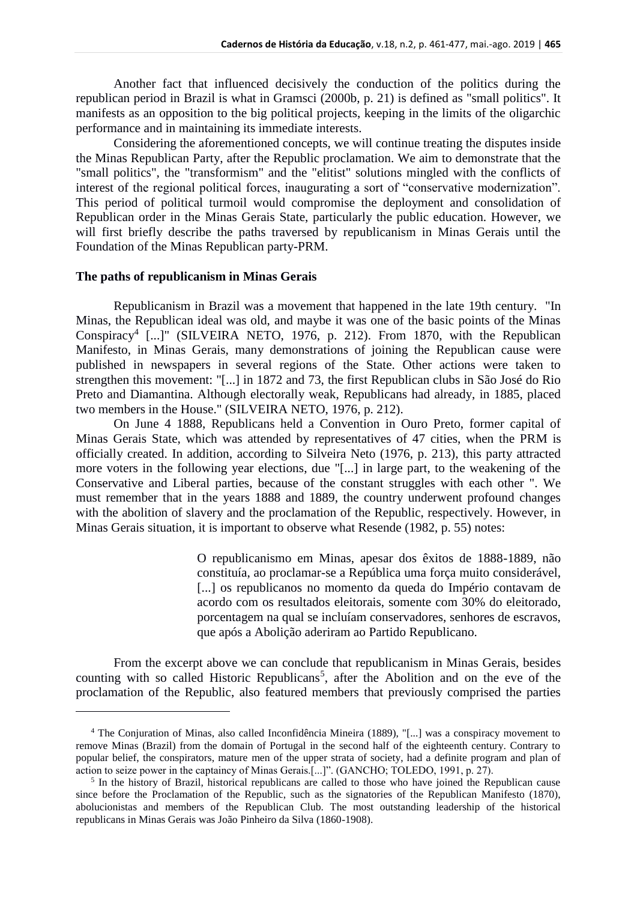Another fact that influenced decisively the conduction of the politics during the republican period in Brazil is what in Gramsci (2000b, p. 21) is defined as "small politics". It manifests as an opposition to the big political projects, keeping in the limits of the oligarchic performance and in maintaining its immediate interests.

Considering the aforementioned concepts, we will continue treating the disputes inside the Minas Republican Party, after the Republic proclamation. We aim to demonstrate that the "small politics", the "transformism" and the "elitist" solutions mingled with the conflicts of interest of the regional political forces, inaugurating a sort of "conservative modernization". This period of political turmoil would compromise the deployment and consolidation of Republican order in the Minas Gerais State, particularly the public education. However, we will first briefly describe the paths traversed by republicanism in Minas Gerais until the Foundation of the Minas Republican party-PRM.

## The paths of republicanism in Minas Gerais

Republicanism in Brazil was a movement that happened in the late 19th century. "In Minas, the Republican ideal was old, and maybe it was one of the basic points of the Minas Conspiracy[4] [...]" (SILVEIRA NETO, 1976, p. 212). From 1870, with the Republican Manifesto, in Minas Gerais, many demonstrations of joining the Republican cause were published in newspapers in several regions of the State. Other actions were taken to strengthen this movement: "[...] in 1872 and 73, the first Republican clubs in São José do Rio Preto and Diamantina. Although electorally weak, Republicans had already, in 1885, placed two members in the House." (SILVEIRA NETO, 1976, p. 212).

On June 4 1888, Republicans held a Convention in Ouro Preto, former capital of Minas Gerais State, which was attended by representatives of 47 cities, when the PRM is officially created. In addition, according to Silveira Neto (1976, p. 213), this party attracted more voters in the following year elections, due "[...] in large part, to the weakening of the Conservative and Liberal parties, because of the constant struggles with each other ". We must remember that in the years 1888 and 1889, the country underwent profound changes with the abolition of slavery and the proclamation of the Republic, respectively. However, in Minas Gerais situation, it is important to observe what Resende (1982, p. 55) notes:

> O republicanismo em Minas, apesar dos êxitos de 1888-1889, não constituía, ao proclamar-se a República uma força muito considerável, [...] os republicanos no momento da queda do Império contavam de acordo com os resultados eleitorais, somente com 30% do eleitorado, porcentagem na qual se incluíam conservadores, senhores de escravos, que após a Abolição aderiram ao Partido Republicano.

From the excerpt above we can conclude that republicanism in Minas Gerais, besides counting with so called Historic Republicans[5], after the Abolition and on the eve of the proclamation of the Republic, also featured members that previously comprised the parties

---

[4] The Conjuration of Minas, also called Inconfidência Mineira (1889), "[...] was a conspiracy movement to remove Minas (Brazil) from the domain of Portugal in the second half of the eighteenth century. Contrary to popular belief, the conspirators, mature men of the upper strata of society, had a definite program and plan of action to seize power in the captaincy of Minas Gerais.[...]". (GANCHO; TOLEDO, 1991, p. 27).

[5] In the history of Brazil, historical republicans are called to those who have joined the Republican cause since before the Proclamation of the Republic, such as the signatories of the Republican Manifesto (1870), abolucionistas and members of the Republican Club. The most outstanding leadership of the historical republicans in Minas Gerais was João Pinheiro da Silva (1860-1908).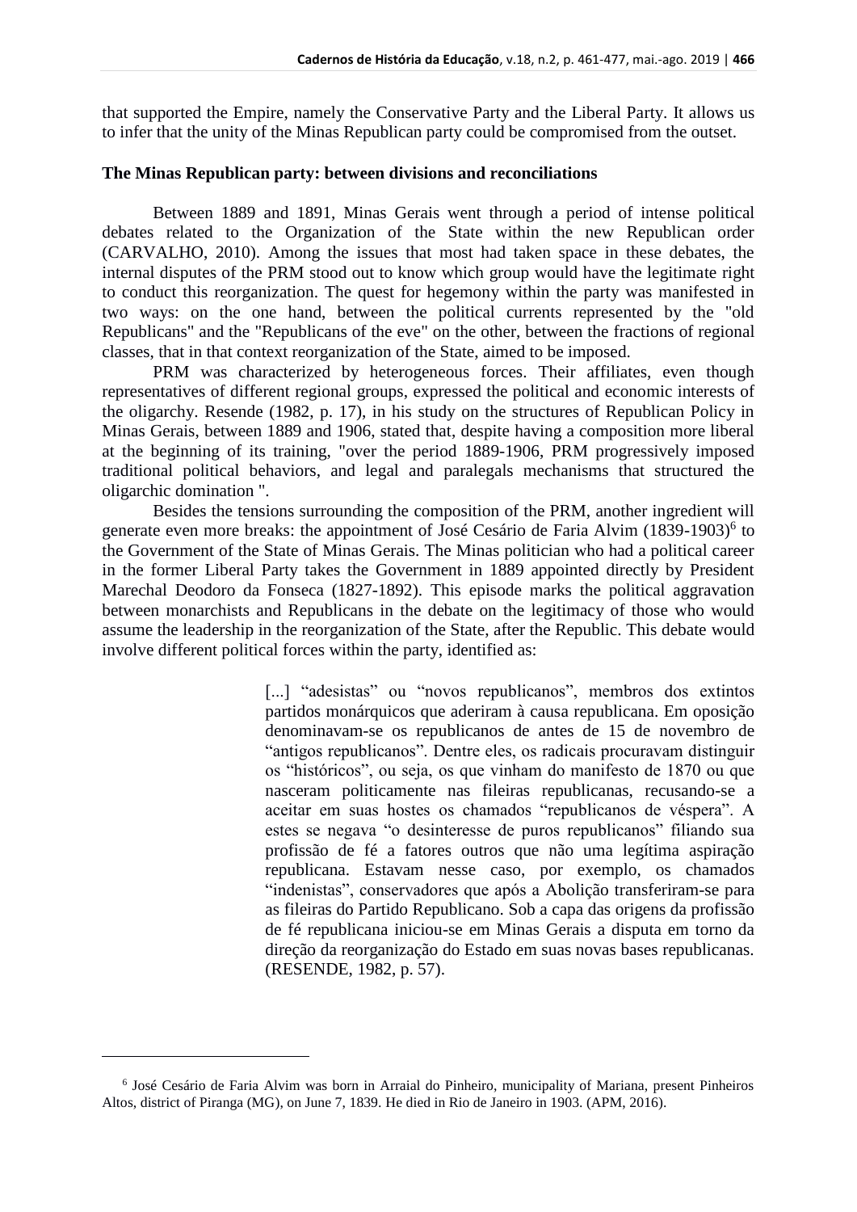that supported the Empire, namely the Conservative Party and the Liberal Party. It allows us to infer that the unity of the Minas Republican party could be compromised from the outset.

## The Minas Republican party: between divisions and reconciliations

Between 1889 and 1891, Minas Gerais went through a period of intense political debates related to the Organization of the State within the new Republican order (CARVALHO, 2010). Among the issues that most had taken space in these debates, the internal disputes of the PRM stood out to know which group would have the legitimate right to conduct this reorganization. The quest for hegemony within the party was manifested in two ways: on the one hand, between the political currents represented by the "old Republicans" and the "Republicans of the eve" on the other, between the fractions of regional classes, that in that context reorganization of the State, aimed to be imposed.

PRM was characterized by heterogeneous forces. Their affiliates, even though representatives of different regional groups, expressed the political and economic interests of the oligarchy. Resende (1982, p. 17), in his study on the structures of Republican Policy in Minas Gerais, between 1889 and 1906, stated that, despite having a composition more liberal at the beginning of its training, "over the period 1889-1906, PRM progressively imposed traditional political behaviors, and legal and paralegals mechanisms that structured the oligarchic domination ".

Besides the tensions surrounding the composition of the PRM, another ingredient will generate even more breaks: the appointment of José Cesário de Faria Alvim (1839-1903)[6] to the Government of the State of Minas Gerais. The Minas politician who had a political career in the former Liberal Party takes the Government in 1889 appointed directly by President Marechal Deodoro da Fonseca (1827-1892). This episode marks the political aggravation between monarchists and Republicans in the debate on the legitimacy of those who would assume the leadership in the reorganization of the State, after the Republic. This debate would involve different political forces within the party, identified as:

> [...] "adesistas" ou "novos republicanos", membros dos extintos partidos monárquicos que aderiram à causa republicana. Em oposição denominavam-se os republicanos de antes de 15 de novembro de "antigos republicanos". Dentre eles, os radicais procuravam distinguir os "históricos", ou seja, os que vinham do manifesto de 1870 ou que nasceram politicamente nas fileiras republicanas, recusando-se a aceitar em suas hostes os chamados "republicanos de véspera". A estes se negava "o desinteresse de puros republicanos" filiando sua profissão de fé a fatores outros que não uma legítima aspiração republicana. Estavam nesse caso, por exemplo, os chamados "indenistas", conservadores que após a Abolição transferiram-se para as fileiras do Partido Republicano. Sob a capa das origens da profissão de fé republicana iniciou-se em Minas Gerais a disputa em torno da direção da reorganização do Estado em suas novas bases republicanas. (RESENDE, 1982, p. 57).

---

[6] José Cesário de Faria Alvim was born in Arraial do Pinheiro, municipality of Mariana, present Pinheiros Altos, district of Piranga (MG), on June 7, 1839. He died in Rio de Janeiro in 1903. (APM, 2016).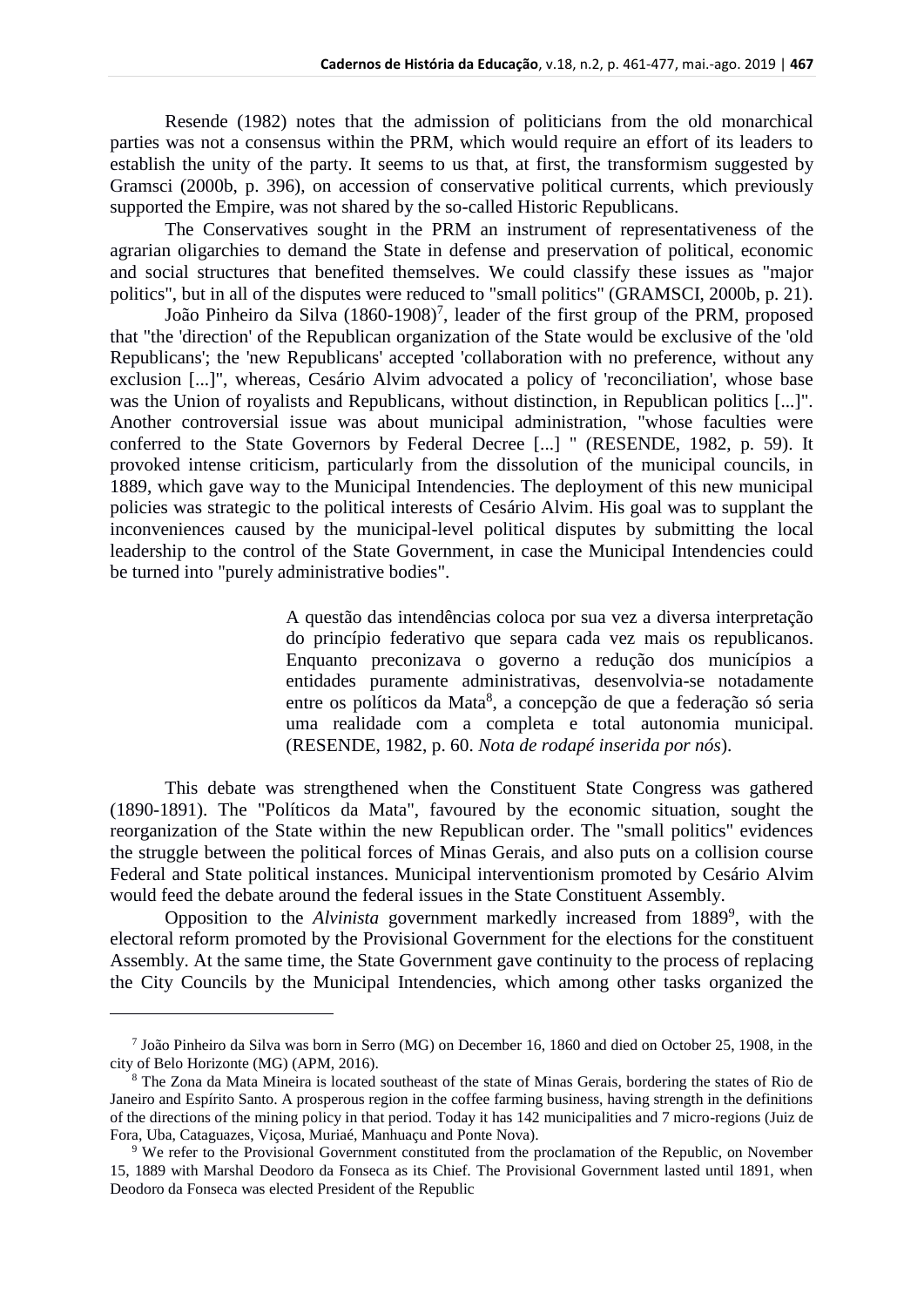Resende (1982) notes that the admission of politicians from the old monarchical parties was not a consensus within the PRM, which would require an effort of its leaders to establish the unity of the party. It seems to us that, at first, the transformism suggested by Gramsci (2000b, p. 396), on accession of conservative political currents, which previously supported the Empire, was not shared by the so-called Historic Republicans.

The Conservatives sought in the PRM an instrument of representativeness of the agrarian oligarchies to demand the State in defense and preservation of political, economic and social structures that benefited themselves. We could classify these issues as "major politics", but in all of the disputes were reduced to "small politics" (GRAMSCI, 2000b, p. 21).

João Pinheiro da Silva (1860-1908)[7], leader of the first group of the PRM, proposed that "the 'direction' of the Republican organization of the State would be exclusive of the 'old Republicans'; the 'new Republicans' accepted 'collaboration with no preference, without any exclusion [...]", whereas, Cesário Alvim advocated a policy of 'reconciliation', whose base was the Union of royalists and Republicans, without distinction, in Republican politics [...]". Another controversial issue was about municipal administration, "whose faculties were conferred to the State Governors by Federal Decree [...] " (RESENDE, 1982, p. 59). It provoked intense criticism, particularly from the dissolution of the municipal councils, in 1889, which gave way to the Municipal Intendencies. The deployment of this new municipal policies was strategic to the political interests of Cesário Alvim. His goal was to supplant the inconveniences caused by the municipal-level political disputes by submitting the local leadership to the control of the State Government, in case the Municipal Intendencies could be turned into "purely administrative bodies".

> A questão das intendências coloca por sua vez a diversa interpretação do princípio federativo que separa cada vez mais os republicanos. Enquanto preconizava o governo a redução dos municípios a entidades puramente administrativas, desenvolvia-se notadamente entre os políticos da Mata[8], a concepção de que a federação só seria uma realidade com a completa e total autonomia municipal. (RESENDE, 1982, p. 60. *Nota de rodapé inserida por nós*).

This debate was strengthened when the Constituent State Congress was gathered (1890-1891). The "Políticos da Mata", favoured by the economic situation, sought the reorganization of the State within the new Republican order. The "small politics" evidences the struggle between the political forces of Minas Gerais, and also puts on a collision course Federal and State political instances. Municipal interventionism promoted by Cesário Alvim would feed the debate around the federal issues in the State Constituent Assembly.

Opposition to the *Alvinista* government markedly increased from 1889[9], with the electoral reform promoted by the Provisional Government for the elections for the constituent Assembly. At the same time, the State Government gave continuity to the process of replacing the City Councils by the Municipal Intendencies, which among other tasks organized the

---

[7] João Pinheiro da Silva was born in Serro (MG) on December 16, 1860 and died on October 25, 1908, in the city of Belo Horizonte (MG) (APM, 2016).

[8] The Zona da Mata Mineira is located southeast of the state of Minas Gerais, bordering the states of Rio de Janeiro and Espírito Santo. A prosperous region in the coffee farming business, having strength in the definitions of the directions of the mining policy in that period. Today it has 142 municipalities and 7 micro-regions (Juiz de Fora, Uba, Cataguazes, Viçosa, Muriaé, Manhuaçu and Ponte Nova).

[9] We refer to the Provisional Government constituted from the proclamation of the Republic, on November 15, 1889 with Marshal Deodoro da Fonseca as its Chief. The Provisional Government lasted until 1891, when Deodoro da Fonseca was elected President of the Republic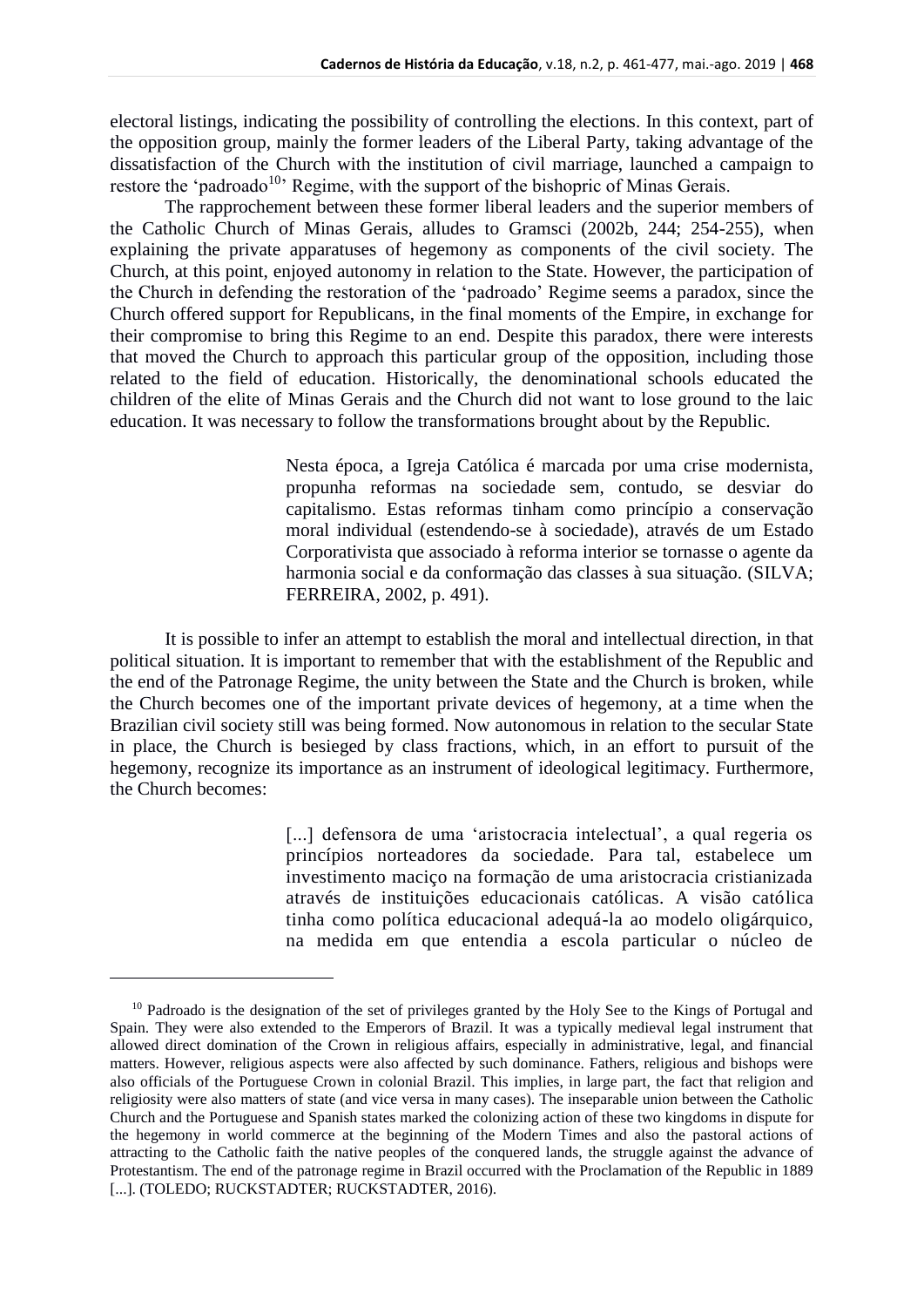electoral listings, indicating the possibility of controlling the elections. In this context, part of the opposition group, mainly the former leaders of the Liberal Party, taking advantage of the dissatisfaction of the Church with the institution of civil marriage, launched a campaign to restore the 'padroado[10]' Regime, with the support of the bishopric of Minas Gerais.

The rapprochement between these former liberal leaders and the superior members of the Catholic Church of Minas Gerais, alludes to Gramsci (2002b, 244; 254-255), when explaining the private apparatuses of hegemony as components of the civil society. The Church, at this point, enjoyed autonomy in relation to the State. However, the participation of the Church in defending the restoration of the 'padroado' Regime seems a paradox, since the Church offered support for Republicans, in the final moments of the Empire, in exchange for their compromise to bring this Regime to an end. Despite this paradox, there were interests that moved the Church to approach this particular group of the opposition, including those related to the field of education. Historically, the denominational schools educated the children of the elite of Minas Gerais and the Church did not want to lose ground to the laic education. It was necessary to follow the transformations brought about by the Republic.

> Nesta época, a Igreja Católica é marcada por uma crise modernista, propunha reformas na sociedade sem, contudo, se desviar do capitalismo. Estas reformas tinham como princípio a conservação moral individual (estendendo-se à sociedade), através de um Estado Corporativista que associado à reforma interior se tornasse o agente da harmonia social e da conformação das classes à sua situação. (SILVA; FERREIRA, 2002, p. 491).

It is possible to infer an attempt to establish the moral and intellectual direction, in that political situation. It is important to remember that with the establishment of the Republic and the end of the Patronage Regime, the unity between the State and the Church is broken, while the Church becomes one of the important private devices of hegemony, at a time when the Brazilian civil society still was being formed. Now autonomous in relation to the secular State in place, the Church is besieged by class fractions, which, in an effort to pursuit of the hegemony, recognize its importance as an instrument of ideological legitimacy. Furthermore, the Church becomes:

> [...] defensora de uma 'aristocracia intelectual', a qual regeria os princípios norteadores da sociedade. Para tal, estabelece um investimento maciço na formação de uma aristocracia cristianizada através de instituições educacionais católicas. A visão católica tinha como política educacional adequá-la ao modelo oligárquico, na medida em que entendia a escola particular o núcleo de

[10] Padroado is the designation of the set of privileges granted by the Holy See to the Kings of Portugal and Spain. They were also extended to the Emperors of Brazil. It was a typically medieval legal instrument that allowed direct domination of the Crown in religious affairs, especially in administrative, legal, and financial matters. However, religious aspects were also affected by such dominance. Fathers, religious and bishops were also officials of the Portuguese Crown in colonial Brazil. This implies, in large part, the fact that religion and religiosity were also matters of state (and vice versa in many cases). The inseparable union between the Catholic Church and the Portuguese and Spanish states marked the colonizing action of these two kingdoms in dispute for the hegemony in world commerce at the beginning of the Modern Times and also the pastoral actions of attracting to the Catholic faith the native peoples of the conquered lands, the struggle against the advance of Protestantism. The end of the patronage regime in Brazil occurred with the Proclamation of the Republic in 1889 [...]. (TOLEDO; RUCKSTADTER; RUCKSTADTER, 2016).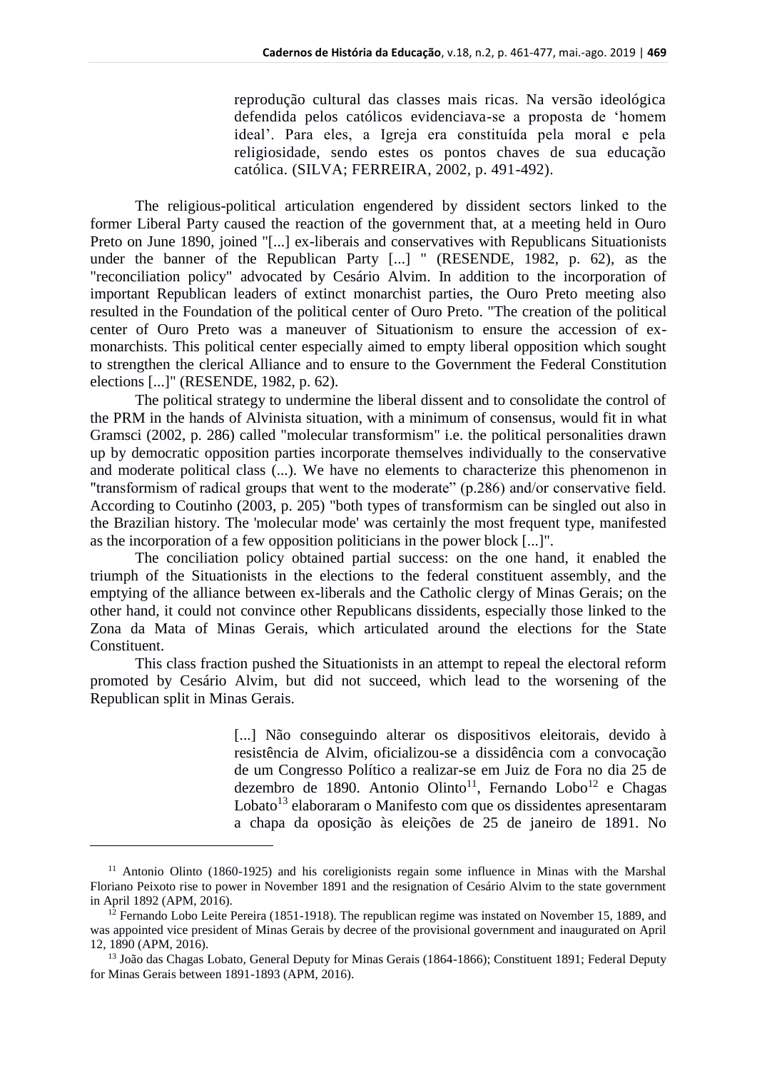> reprodução cultural das classes mais ricas. Na versão ideológica defendida pelos católicos evidenciava-se a proposta de 'homem ideal'. Para eles, a Igreja era constituída pela moral e pela religiosidade, sendo estes os pontos chaves de sua educação católica. (SILVA; FERREIRA, 2002, p. 491-492).

The religious-political articulation engendered by dissident sectors linked to the former Liberal Party caused the reaction of the government that, at a meeting held in Ouro Preto on June 1890, joined "[...] ex-liberais and conservatives with Republicans Situationists under the banner of the Republican Party [...] " (RESENDE, 1982, p. 62), as the "reconciliation policy" advocated by Cesário Alvim. In addition to the incorporation of important Republican leaders of extinct monarchist parties, the Ouro Preto meeting also resulted in the Foundation of the political center of Ouro Preto. "The creation of the political center of Ouro Preto was a maneuver of Situationism to ensure the accession of ex-monarchists. This political center especially aimed to empty liberal opposition which sought to strengthen the clerical Alliance and to ensure to the Government the Federal Constitution elections [...]" (RESENDE, 1982, p. 62).

The political strategy to undermine the liberal dissent and to consolidate the control of the PRM in the hands of Alvinista situation, with a minimum of consensus, would fit in what Gramsci (2002, p. 286) called "molecular transformism" i.e. the political personalities drawn up by democratic opposition parties incorporate themselves individually to the conservative and moderate political class (...). We have no elements to characterize this phenomenon in "transformism of radical groups that went to the moderate" (p.286) and/or conservative field. According to Coutinho (2003, p. 205) "both types of transformism can be singled out also in the Brazilian history. The 'molecular mode' was certainly the most frequent type, manifested as the incorporation of a few opposition politicians in the power block [...]".

The conciliation policy obtained partial success: on the one hand, it enabled the triumph of the Situationists in the elections to the federal constituent assembly, and the emptying of the alliance between ex-liberals and the Catholic clergy of Minas Gerais; on the other hand, it could not convince other Republicans dissidents, especially those linked to the Zona da Mata of Minas Gerais, which articulated around the elections for the State Constituent.

This class fraction pushed the Situationists in an attempt to repeal the electoral reform promoted by Cesário Alvim, but did not succeed, which lead to the worsening of the Republican split in Minas Gerais.

> [...] Não conseguindo alterar os dispositivos eleitorais, devido à resistência de Alvim, oficializou-se a dissidência com a convocação de um Congresso Político a realizar-se em Juiz de Fora no dia 25 de dezembro de 1890. Antonio Olinto[11], Fernando Lobo[12] e Chagas Lobato[13] elaboraram o Manifesto com que os dissidentes apresentaram a chapa da oposição às eleições de 25 de janeiro de 1891. No

[11] Antonio Olinto (1860-1925) and his coreligionists regain some influence in Minas with the Marshal Floriano Peixoto rise to power in November 1891 and the resignation of Cesário Alvim to the state government in April 1892 (APM, 2016).

[12] Fernando Lobo Leite Pereira (1851-1918). The republican regime was instated on November 15, 1889, and was appointed vice president of Minas Gerais by decree of the provisional government and inaugurated on April 12, 1890 (APM, 2016).

[13] João das Chagas Lobato, General Deputy for Minas Gerais (1864-1866); Constituent 1891; Federal Deputy for Minas Gerais between 1891-1893 (APM, 2016).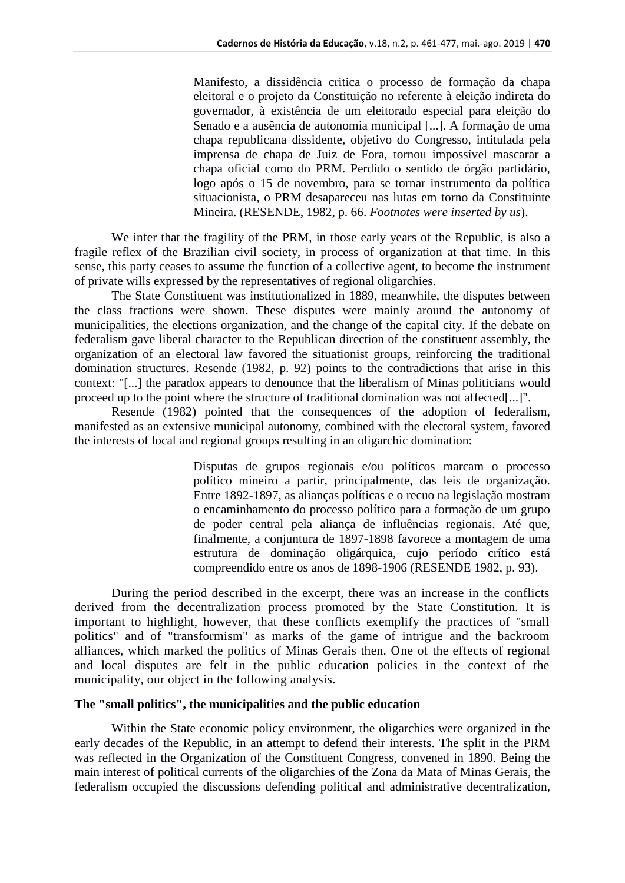> Manifesto, a dissidência critica o processo de formação da chapa eleitoral e o projeto da Constituição no referente à eleição indireta do governador, à existência de um eleitorado especial para eleição do Senado e a ausência de autonomia municipal [...]. A formação de uma chapa republicana dissidente, objetivo do Congresso, intitulada pela imprensa de chapa de Juiz de Fora, tornou impossível mascarar a chapa oficial como do PRM. Perdido o sentido de órgão partidário, logo após o 15 de novembro, para se tornar instrumento da política situacionista, o PRM desapareceu nas lutas em torno da Constituinte Mineira. (RESENDE, 1982, p. 66. *Footnotes were inserted by us*).

We infer that the fragility of the PRM, in those early years of the Republic, is also a fragile reflex of the Brazilian civil society, in process of organization at that time. In this sense, this party ceases to assume the function of a collective agent, to become the instrument of private wills expressed by the representatives of regional oligarchies.

The State Constituent was institutionalized in 1889, meanwhile, the disputes between the class fractions were shown. These disputes were mainly around the autonomy of municipalities, the elections organization, and the change of the capital city. If the debate on federalism gave liberal character to the Republican direction of the constituent assembly, the organization of an electoral law favored the situationist groups, reinforcing the traditional domination structures. Resende (1982, p. 92) points to the contradictions that arise in this context: "[...] the paradox appears to denounce that the liberalism of Minas politicians would proceed up to the point where the structure of traditional domination was not affected[...]".

Resende (1982) pointed that the consequences of the adoption of federalism, manifested as an extensive municipal autonomy, combined with the electoral system, favored the interests of local and regional groups resulting in an oligarchic domination:

> Disputas de grupos regionais e/ou políticos marcam o processo político mineiro a partir, principalmente, das leis de organização. Entre 1892-1897, as alianças políticas e o recuo na legislação mostram o encaminhamento do processo político para a formação de um grupo de poder central pela aliança de influências regionais. Até que, finalmente, a conjuntura de 1897-1898 favorece a montagem de uma estrutura de dominação oligárquica, cujo período crítico está compreendido entre os anos de 1898-1906 (RESENDE 1982, p. 93).

During the period described in the excerpt, there was an increase in the conflicts derived from the decentralization process promoted by the State Constitution. It is important to highlight, however, that these conflicts exemplify the practices of "small politics" and of "transformism" as marks of the game of intrigue and the backroom alliances, which marked the politics of Minas Gerais then. One of the effects of regional and local disputes are felt in the public education policies in the context of the municipality, our object in the following analysis.

## The "small politics", the municipalities and the public education

Within the State economic policy environment, the oligarchies were organized in the early decades of the Republic, in an attempt to defend their interests. The split in the PRM was reflected in the Organization of the Constituent Congress, convened in 1890. Being the main interest of political currents of the oligarchies of the Zona da Mata of Minas Gerais, the federalism occupied the discussions defending political and administrative decentralization,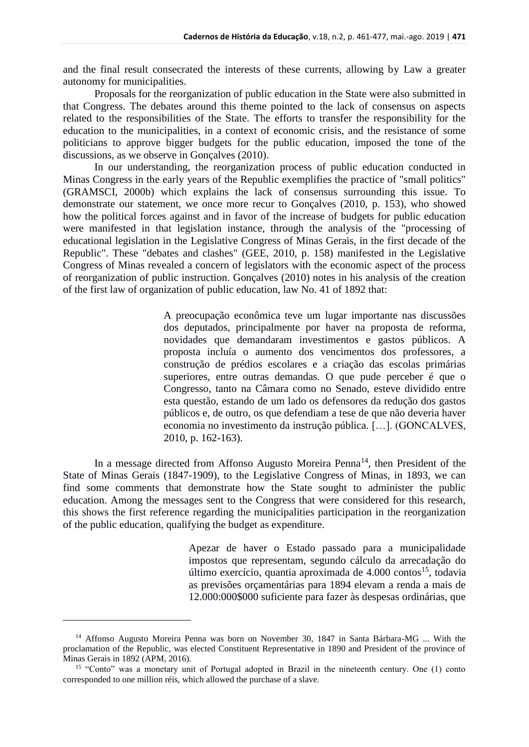and the final result consecrated the interests of these currents, allowing by Law a greater autonomy for municipalities.

Proposals for the reorganization of public education in the State were also submitted in that Congress. The debates around this theme pointed to the lack of consensus on aspects related to the responsibilities of the State. The efforts to transfer the responsibility for the education to the municipalities, in a context of economic crisis, and the resistance of some politicians to approve bigger budgets for the public education, imposed the tone of the discussions, as we observe in Gonçalves (2010).

In our understanding, the reorganization process of public education conducted in Minas Congress in the early years of the Republic exemplifies the practice of "small politics" (GRAMSCI, 2000b) which explains the lack of consensus surrounding this issue. To demonstrate our statement, we once more recur to Gonçalves (2010, p. 153), who showed how the political forces against and in favor of the increase of budgets for public education were manifested in that legislation instance, through the analysis of the "processing of educational legislation in the Legislative Congress of Minas Gerais, in the first decade of the Republic". These "debates and clashes" (GEE, 2010, p. 158) manifested in the Legislative Congress of Minas revealed a concern of legislators with the economic aspect of the process of reorganization of public instruction. Gonçalves (2010) notes in his analysis of the creation of the first law of organization of public education, law No. 41 of 1892 that:

> A preocupação econômica teve um lugar importante nas discussões dos deputados, principalmente por haver na proposta de reforma, novidades que demandaram investimentos e gastos públicos. A proposta incluía o aumento dos vencimentos dos professores, a construção de prédios escolares e a criação das escolas primárias superiores, entre outras demandas. O que pude perceber é que o Congresso, tanto na Câmara como no Senado, esteve dividido entre esta questão, estando de um lado os defensores da redução dos gastos públicos e, de outro, os que defendiam a tese de que não deveria haver economia no investimento da instrução pública. […]. (GONCALVES, 2010, p. 162-163).

In a message directed from Affonso Augusto Moreira Penna[14], then President of the State of Minas Gerais (1847-1909), to the Legislative Congress of Minas, in 1893, we can find some comments that demonstrate how the State sought to administer the public education. Among the messages sent to the Congress that were considered for this research, this shows the first reference regarding the municipalities participation in the reorganization of the public education, qualifying the budget as expenditure.

> Apezar de haver o Estado passado para a municipalidade impostos que representam, segundo cálculo da arrecadação do último exercício, quantia aproximada de 4.000 contos[15], todavia as previsões orçamentárias para 1894 elevam a renda a mais de 12.000:000$000 suficiente para fazer às despesas ordinárias, que

---

[14] Affonso Augusto Moreira Penna was born on November 30, 1847 in Santa Bárbara-MG ... With the proclamation of the Republic, was elected Constituent Representative in 1890 and President of the province of Minas Gerais in 1892 (APM, 2016).

[15] "Conto" was a monetary unit of Portugal adopted in Brazil in the nineteenth century. One (1) conto corresponded to one million réis, which allowed the purchase of a slave.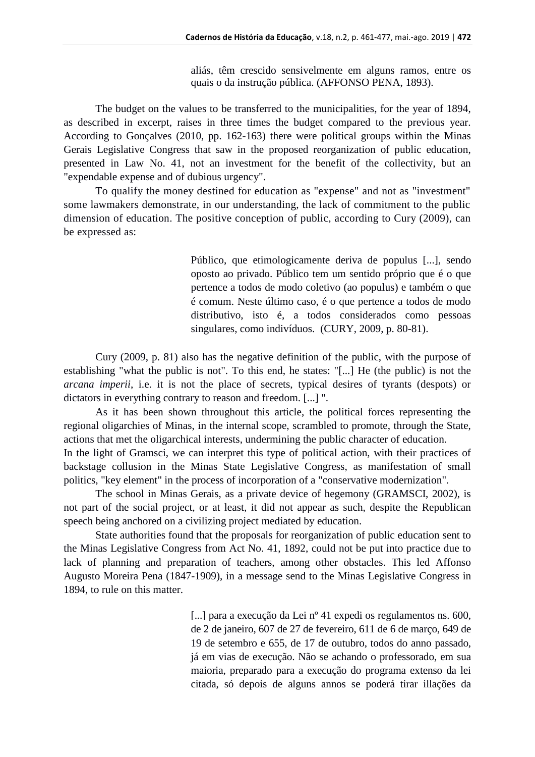> aliás, têm crescido sensivelmente em alguns ramos, entre os quais o da instrução pública. (AFFONSO PENA, 1893).

The budget on the values to be transferred to the municipalities, for the year of 1894, as described in excerpt, raises in three times the budget compared to the previous year. According to Gonçalves (2010, pp. 162-163) there were political groups within the Minas Gerais Legislative Congress that saw in the proposed reorganization of public education, presented in Law No. 41, not an investment for the benefit of the collectivity, but an "expendable expense and of dubious urgency".

To qualify the money destined for education as "expense" and not as "investment" some lawmakers demonstrate, in our understanding, the lack of commitment to the public dimension of education. The positive conception of public, according to Cury (2009), can be expressed as:

> Público, que etimologicamente deriva de populus [...], sendo oposto ao privado. Público tem um sentido próprio que é o que pertence a todos de modo coletivo (ao populus) e também o que é comum. Neste último caso, é o que pertence a todos de modo distributivo, isto é, a todos considerados como pessoas singulares, como indivíduos. (CURY, 2009, p. 80-81).

Cury (2009, p. 81) also has the negative definition of the public, with the purpose of establishing "what the public is not". To this end, he states: "[...] He (the public) is not the *arcana imperii*, i.e. it is not the place of secrets, typical desires of tyrants (despots) or dictators in everything contrary to reason and freedom. [...] ".

As it has been shown throughout this article, the political forces representing the regional oligarchies of Minas, in the internal scope, scrambled to promote, through the State, actions that met the oligarchical interests, undermining the public character of education.

In the light of Gramsci, we can interpret this type of political action, with their practices of backstage collusion in the Minas State Legislative Congress, as manifestation of small politics, "key element" in the process of incorporation of a "conservative modernization".

The school in Minas Gerais, as a private device of hegemony (GRAMSCI, 2002), is not part of the social project, or at least, it did not appear as such, despite the Republican speech being anchored on a civilizing project mediated by education.

State authorities found that the proposals for reorganization of public education sent to the Minas Legislative Congress from Act No. 41, 1892, could not be put into practice due to lack of planning and preparation of teachers, among other obstacles. This led Affonso Augusto Moreira Pena (1847-1909), in a message send to the Minas Legislative Congress in 1894, to rule on this matter.

> [...] para a execução da Lei nº 41 expedi os regulamentos ns. 600, de 2 de janeiro, 607 de 27 de fevereiro, 611 de 6 de março, 649 de 19 de setembro e 655, de 17 de outubro, todos do anno passado, já em vias de execução. Não se achando o professorado, em sua maioria, preparado para a execução do programa extenso da lei citada, só depois de alguns annos se poderá tirar illações da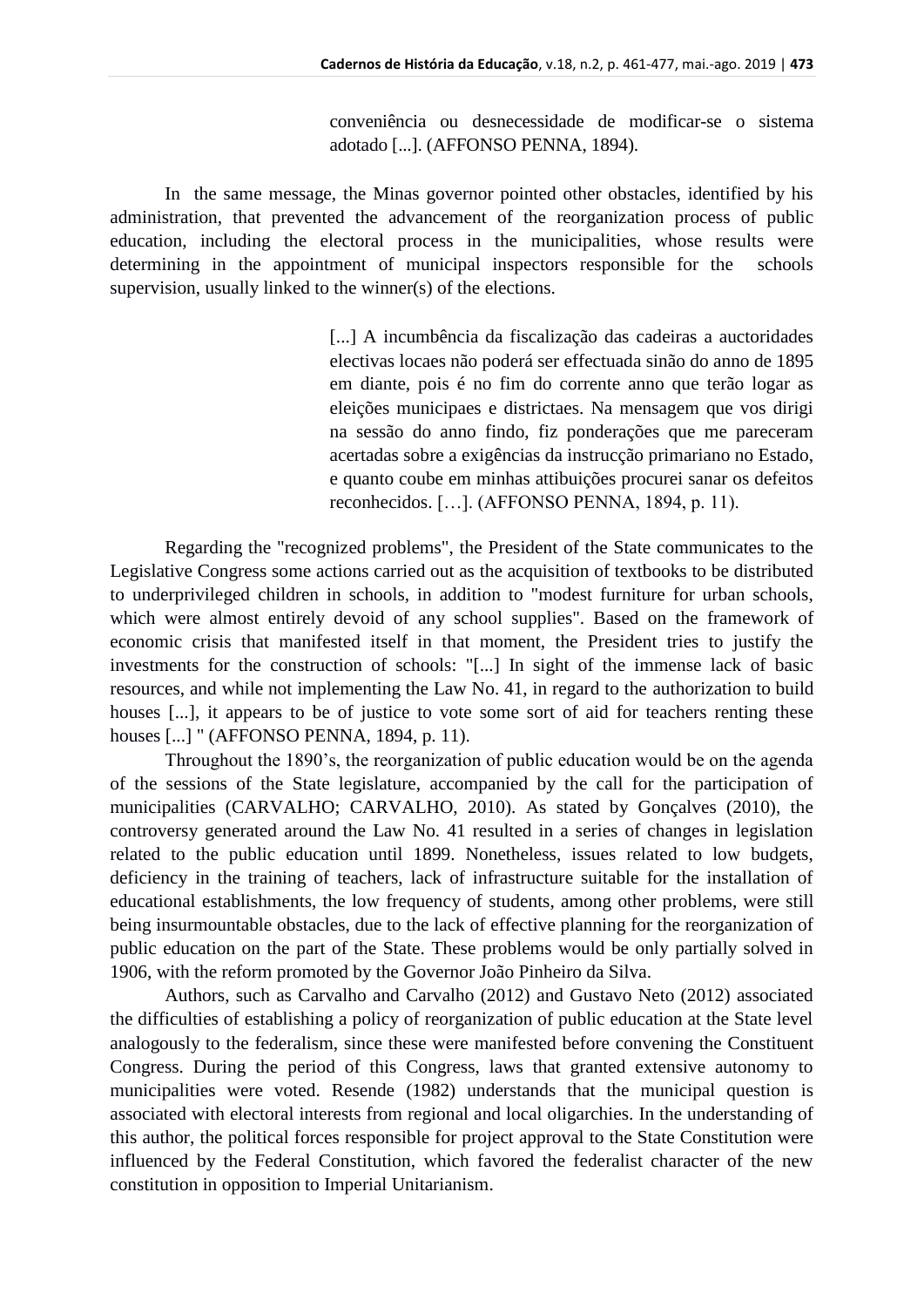> conveniência ou desnecessidade de modificar-se o sistema adotado [...]. (AFFONSO PENNA, 1894).

In the same message, the Minas governor pointed other obstacles, identified by his administration, that prevented the advancement of the reorganization process of public education, including the electoral process in the municipalities, whose results were determining in the appointment of municipal inspectors responsible for the schools supervision, usually linked to the winner(s) of the elections.

> [...] A incumbência da fiscalização das cadeiras a auctoridades electivas locaes não poderá ser effectuada sinão do anno de 1895 em diante, pois é no fim do corrente anno que terão logar as eleições municipaes e districtaes. Na mensagem que vos dirigi na sessão do anno findo, fiz ponderações que me pareceram acertadas sobre a exigências da instrucção primariano no Estado, e quanto coube em minhas attibuições procurei sanar os defeitos reconhecidos. […]. (AFFONSO PENNA, 1894, p. 11).

Regarding the "recognized problems", the President of the State communicates to the Legislative Congress some actions carried out as the acquisition of textbooks to be distributed to underprivileged children in schools, in addition to "modest furniture for urban schools, which were almost entirely devoid of any school supplies". Based on the framework of economic crisis that manifested itself in that moment, the President tries to justify the investments for the construction of schools: "[...] In sight of the immense lack of basic resources, and while not implementing the Law No. 41, in regard to the authorization to build houses [...], it appears to be of justice to vote some sort of aid for teachers renting these houses [...] " (AFFONSO PENNA, 1894, p. 11).

Throughout the 1890's, the reorganization of public education would be on the agenda of the sessions of the State legislature, accompanied by the call for the participation of municipalities (CARVALHO; CARVALHO, 2010). As stated by Gonçalves (2010), the controversy generated around the Law No. 41 resulted in a series of changes in legislation related to the public education until 1899. Nonetheless, issues related to low budgets, deficiency in the training of teachers, lack of infrastructure suitable for the installation of educational establishments, the low frequency of students, among other problems, were still being insurmountable obstacles, due to the lack of effective planning for the reorganization of public education on the part of the State. These problems would be only partially solved in 1906, with the reform promoted by the Governor João Pinheiro da Silva.

Authors, such as Carvalho and Carvalho (2012) and Gustavo Neto (2012) associated the difficulties of establishing a policy of reorganization of public education at the State level analogously to the federalism, since these were manifested before convening the Constituent Congress. During the period of this Congress, laws that granted extensive autonomy to municipalities were voted. Resende (1982) understands that the municipal question is associated with electoral interests from regional and local oligarchies. In the understanding of this author, the political forces responsible for project approval to the State Constitution were influenced by the Federal Constitution, which favored the federalist character of the new constitution in opposition to Imperial Unitarianism.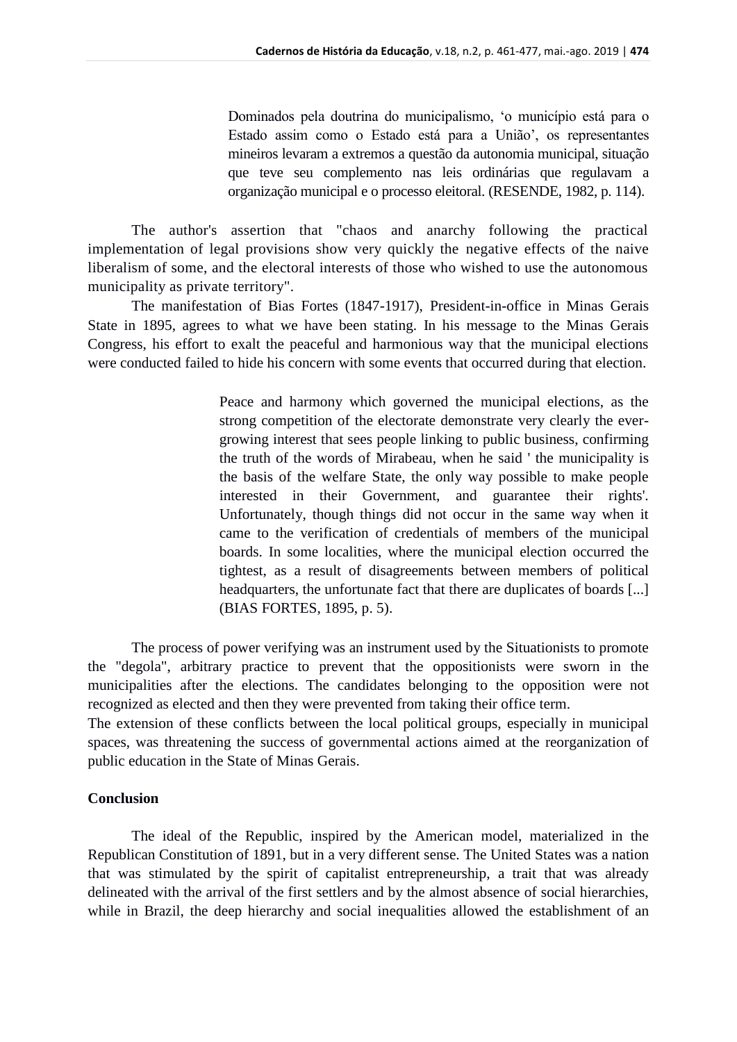> Dominados pela doutrina do municipalismo, 'o município está para o Estado assim como o Estado está para a União', os representantes mineiros levaram a extremos a questão da autonomia municipal, situação que teve seu complemento nas leis ordinárias que regulavam a organização municipal e o processo eleitoral. (RESENDE, 1982, p. 114).

The author's assertion that "chaos and anarchy following the practical implementation of legal provisions show very quickly the negative effects of the naive liberalism of some, and the electoral interests of those who wished to use the autonomous municipality as private territory".

The manifestation of Bias Fortes (1847-1917), President-in-office in Minas Gerais State in 1895, agrees to what we have been stating. In his message to the Minas Gerais Congress, his effort to exalt the peaceful and harmonious way that the municipal elections were conducted failed to hide his concern with some events that occurred during that election.

> Peace and harmony which governed the municipal elections, as the strong competition of the electorate demonstrate very clearly the ever-growing interest that sees people linking to public business, confirming the truth of the words of Mirabeau, when he said ' the municipality is the basis of the welfare State, the only way possible to make people interested in their Government, and guarantee their rights'. Unfortunately, though things did not occur in the same way when it came to the verification of credentials of members of the municipal boards. In some localities, where the municipal election occurred the tightest, as a result of disagreements between members of political headquarters, the unfortunate fact that there are duplicates of boards [...] (BIAS FORTES, 1895, p. 5).

The process of power verifying was an instrument used by the Situationists to promote the "degola", arbitrary practice to prevent that the oppositionists were sworn in the municipalities after the elections. The candidates belonging to the opposition were not recognized as elected and then they were prevented from taking their office term.

The extension of these conflicts between the local political groups, especially in municipal spaces, was threatening the success of governmental actions aimed at the reorganization of public education in the State of Minas Gerais.

## Conclusion

The ideal of the Republic, inspired by the American model, materialized in the Republican Constitution of 1891, but in a very different sense. The United States was a nation that was stimulated by the spirit of capitalist entrepreneurship, a trait that was already delineated with the arrival of the first settlers and by the almost absence of social hierarchies, while in Brazil, the deep hierarchy and social inequalities allowed the establishment of an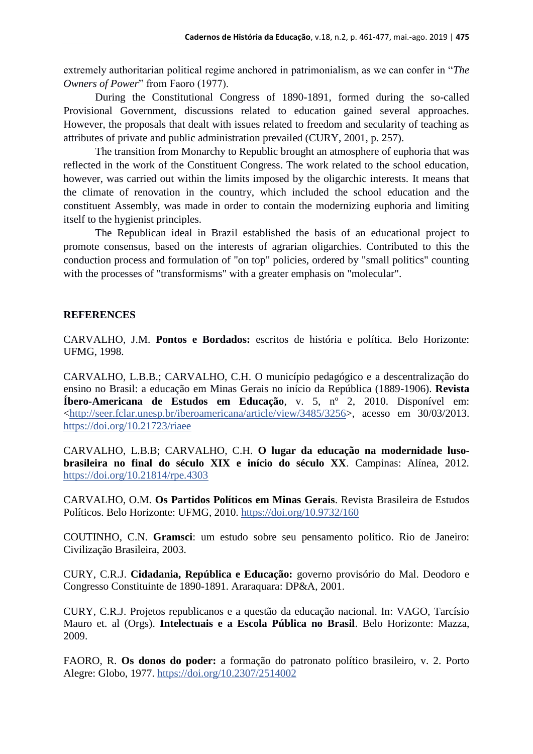extremely authoritarian political regime anchored in patrimonialism, as we can confer in "*The Owners of Power*" from Faoro (1977).

During the Constitutional Congress of 1890-1891, formed during the so-called Provisional Government, discussions related to education gained several approaches. However, the proposals that dealt with issues related to freedom and secularity of teaching as attributes of private and public administration prevailed (CURY, 2001, p. 257).

The transition from Monarchy to Republic brought an atmosphere of euphoria that was reflected in the work of the Constituent Congress. The work related to the school education, however, was carried out within the limits imposed by the oligarchic interests. It means that the climate of renovation in the country, which included the school education and the constituent Assembly, was made in order to contain the modernizing euphoria and limiting itself to the hygienist principles.

The Republican ideal in Brazil established the basis of an educational project to promote consensus, based on the interests of agrarian oligarchies. Contributed to this the conduction process and formulation of "on top" policies, ordered by "small politics" counting with the processes of "transformisms" with a greater emphasis on "molecular".

## REFERENCES

CARVALHO, J.M. **Pontos e Bordados:** escritos de história e política. Belo Horizonte: UFMG, 1998.

CARVALHO, L.B.B.; CARVALHO, C.H. O município pedagógico e a descentralização do ensino no Brasil: a educação em Minas Gerais no início da República (1889-1906). **Revista Íbero-Americana de Estudos em Educação**, v. 5, nº 2, 2010. Disponível em: <http://seer.fclar.unesp.br/iberoamericana/article/view/3485/3256>, acesso em 30/03/2013. https://doi.org/10.21723/riaee

CARVALHO, L.B.B; CARVALHO, C.H. **O lugar da educação na modernidade luso-brasileira no final do século XIX e início do século XX**. Campinas: Alínea, 2012. https://doi.org/10.21814/rpe.4303

CARVALHO, O.M. **Os Partidos Políticos em Minas Gerais**. Revista Brasileira de Estudos Políticos. Belo Horizonte: UFMG, 2010. https://doi.org/10.9732/160

COUTINHO, C.N. **Gramsci**: um estudo sobre seu pensamento político. Rio de Janeiro: Civilização Brasileira, 2003.

CURY, C.R.J. **Cidadania, República e Educação:** governo provisório do Mal. Deodoro e Congresso Constituinte de 1890-1891. Araraquara: DP&A, 2001.

CURY, C.R.J. Projetos republicanos e a questão da educação nacional. In: VAGO, Tarcísio Mauro et. al (Orgs). **Intelectuais e a Escola Pública no Brasil**. Belo Horizonte: Mazza, 2009.

FAORO, R. **Os donos do poder:** a formação do patronato político brasileiro, v. 2. Porto Alegre: Globo, 1977. https://doi.org/10.2307/2514002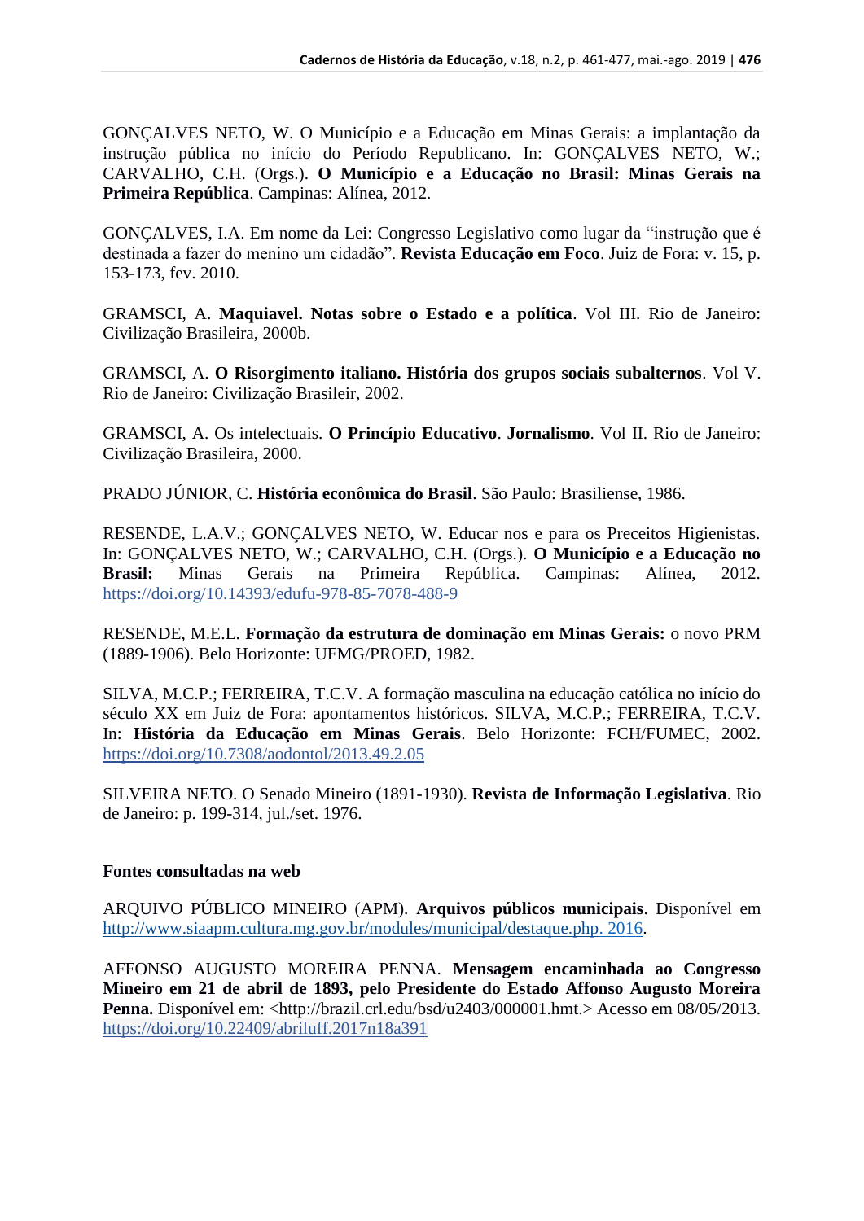GONÇALVES NETO, W. O Município e a Educação em Minas Gerais: a implantação da instrução pública no início do Período Republicano. In: GONÇALVES NETO, W.; CARVALHO, C.H. (Orgs.). **O Município e a Educação no Brasil: Minas Gerais na Primeira República**. Campinas: Alínea, 2012.

GONÇALVES, I.A. Em nome da Lei: Congresso Legislativo como lugar da "instrução que é destinada a fazer do menino um cidadão". **Revista Educação em Foco**. Juiz de Fora: v. 15, p. 153-173, fev. 2010.

GRAMSCI, A. **Maquiavel. Notas sobre o Estado e a política**. Vol III. Rio de Janeiro: Civilização Brasileira, 2000b.

GRAMSCI, A. **O Risorgimento italiano. História dos grupos sociais subalternos**. Vol V. Rio de Janeiro: Civilização Brasileir, 2002.

GRAMSCI, A. Os intelectuais. **O Princípio Educativo**. **Jornalismo**. Vol II. Rio de Janeiro: Civilização Brasileira, 2000.

PRADO JÚNIOR, C. **História econômica do Brasil**. São Paulo: Brasiliense, 1986.

RESENDE, L.A.V.; GONÇALVES NETO, W. Educar nos e para os Preceitos Higienistas. In: GONÇALVES NETO, W.; CARVALHO, C.H. (Orgs.). **O Município e a Educação no Brasil:** Minas Gerais na Primeira República. Campinas: Alínea, 2012. https://doi.org/10.14393/edufu-978-85-7078-488-9

RESENDE, M.E.L. **Formação da estrutura de dominação em Minas Gerais:** o novo PRM (1889-1906). Belo Horizonte: UFMG/PROED, 1982.

SILVA, M.C.P.; FERREIRA, T.C.V. A formação masculina na educação católica no início do século XX em Juiz de Fora: apontamentos históricos. SILVA, M.C.P.; FERREIRA, T.C.V. In: **História da Educação em Minas Gerais**. Belo Horizonte: FCH/FUMEC, 2002. https://doi.org/10.7308/aodontol/2013.49.2.05

SILVEIRA NETO. O Senado Mineiro (1891-1930). **Revista de Informação Legislativa**. Rio de Janeiro: p. 199-314, jul./set. 1976.

**Fontes consultadas na web**

ARQUIVO PÚBLICO MINEIRO (APM). **Arquivos públicos municipais**. Disponível em http://www.siaapm.cultura.mg.gov.br/modules/municipal/destaque.php. 2016.

AFFONSO AUGUSTO MOREIRA PENNA. **Mensagem encaminhada ao Congresso Mineiro em 21 de abril de 1893, pelo Presidente do Estado Affonso Augusto Moreira Penna.** Disponível em: <http://brazil.crl.edu/bsd/u2403/000001.hmt.> Acesso em 08/05/2013. https://doi.org/10.22409/abriluff.2017n18a391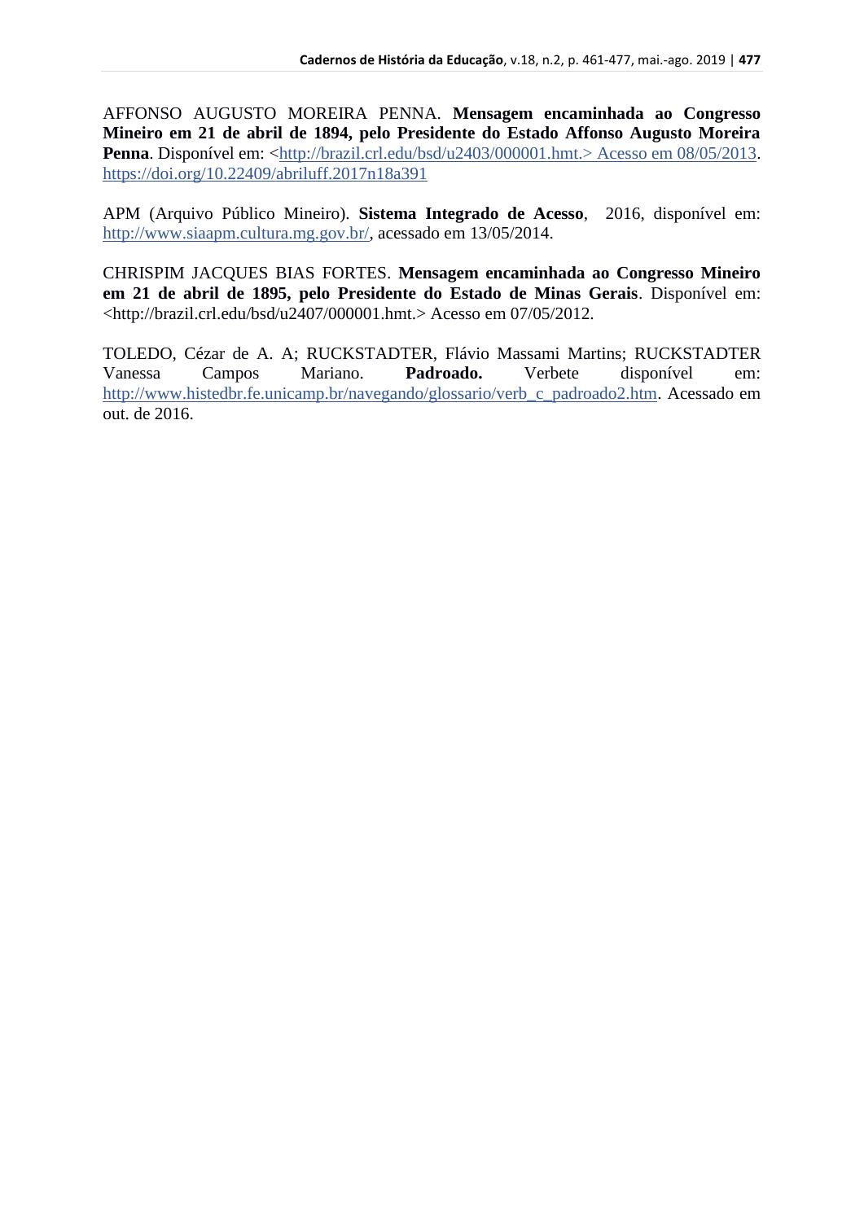AFFONSO AUGUSTO MOREIRA PENNA. **Mensagem encaminhada ao Congresso Mineiro em 21 de abril de 1894, pelo Presidente do Estado Affonso Augusto Moreira Penna**. Disponível em: <http://brazil.crl.edu/bsd/u2403/000001.hmt.> Acesso em 08/05/2013. https://doi.org/10.22409/abriluff.2017n18a391

APM (Arquivo Público Mineiro). **Sistema Integrado de Acesso**, 2016, disponível em: http://www.siaapm.cultura.mg.gov.br/, acessado em 13/05/2014.

CHRISPIM JACQUES BIAS FORTES. **Mensagem encaminhada ao Congresso Mineiro em 21 de abril de 1895, pelo Presidente do Estado de Minas Gerais**. Disponível em: <http://brazil.crl.edu/bsd/u2407/000001.hmt.> Acesso em 07/05/2012.

TOLEDO, Cézar de A. A; RUCKSTADTER, Flávio Massami Martins; RUCKSTADTER Vanessa Campos Mariano. **Padroado.** Verbete disponível em: http://www.histedbr.fe.unicamp.br/navegando/glossario/verb_c_padroado2.htm. Acessado em out. de 2016.